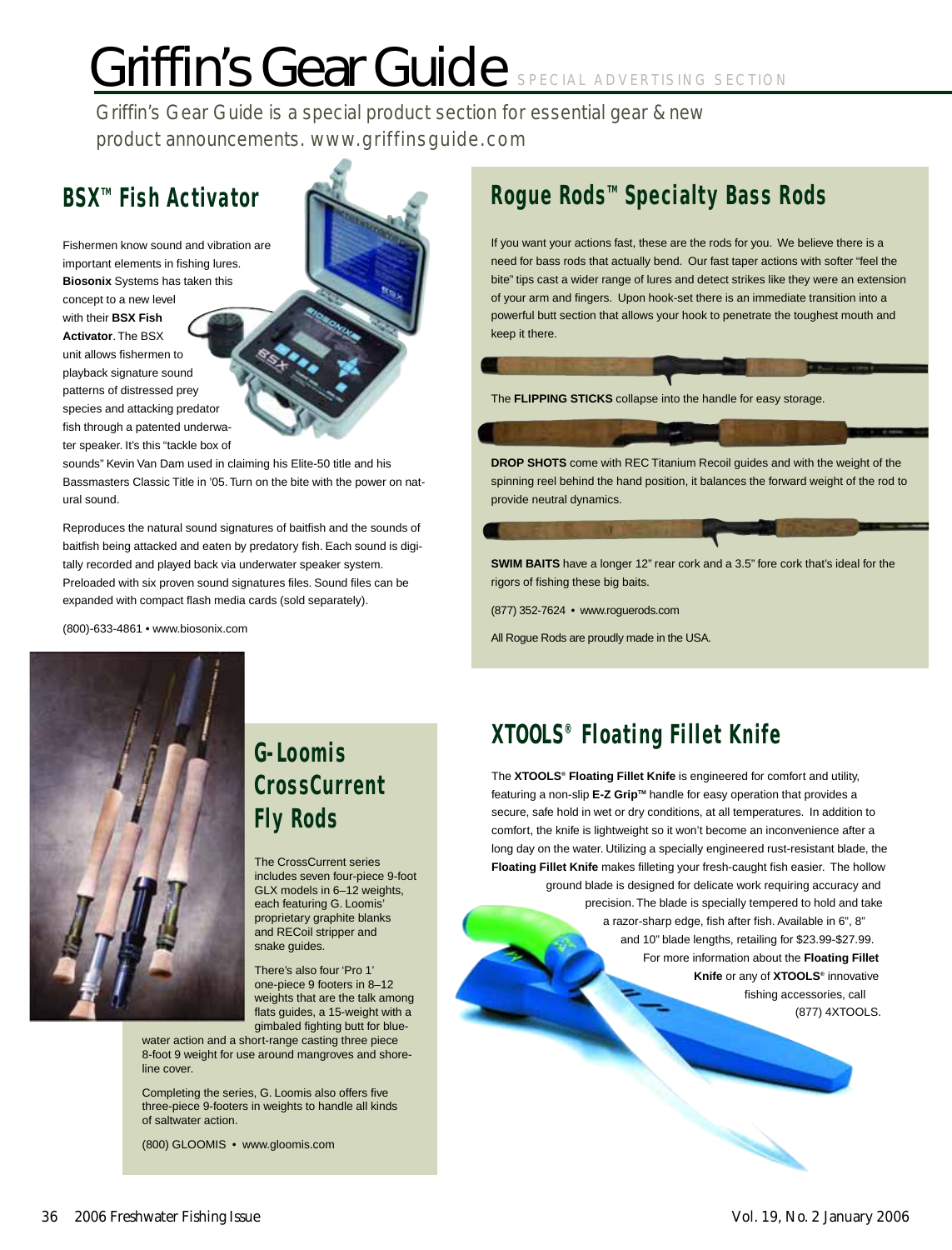# Griffin's Gear Guide SPECIAL ADVERTISING SECTION

Griffin's Gear Guide is a special product section for essential gear & new product announcements. www.griffinsguide.com

## BSX™ Fish Activator

Fishermen know sound and vibration are important elements in fishing lures. **Biosonix** Systems has taken this concept to a new level with their **BSX Fish Activator**. The BSX unit allows fishermen to playback signature sound patterns of distressed prey species and attacking predator fish through a patented underwater speaker. It's this "tackle box of sounds" Kevin Van Dam used in claiming his Elite-50 title and his Bassmasters Classic Title in '05. Turn on the bite with the power on natural sound.

Reproduces the natural sound signatures of baitfish and the sounds of baitfish being attacked and eaten by predatory fish. Each sound is digitally recorded and played back via underwater speaker system. Preloaded with six proven sound signatures files. Sound files can be expanded with compact flash media cards (sold separately).

(800)-633-4861 • www.biosonix.com

## Rogue Rods™ Specialty Bass Rods

If you want your actions fast, these are the rods for you. We believe there is a need for bass rods that actually bend. Our fast taper actions with softer "feel the bite" tips cast a wider range of lures and detect strikes like they were an extension of your arm and fingers. Upon hook-set there is an immediate transition into a powerful butt section that allows your hook to penetrate the toughest mouth and keep it there.

The **FLIPPING STICKS** collapse into the handle for easy storage.

**DROP SHOTS** come with REC Titanium Recoil guides and with the weight of the spinning reel behind the hand position, it balances the forward weight of the rod to provide neutral dynamics.

**SWIM BAITS** have a longer 12" rear cork and a 3.5" fore cork that's ideal for the rigors of fishing these big baits.

(877) 352-7624 • www.roguerods.com

All Rogue Rods are proudly made in the USA.

## G-Loomis CrossCurrent Fly Rods

The CrossCurrent series includes seven four-piece 9-foot GLX models in 6–12 weights, each featuring G. Loomis' proprietary graphite blanks and RECoil stripper and snake guides.

There's also four 'Pro 1' one-piece 9 footers in 8–12 weights that are the talk among flats guides, a 15-weight with a gimbaled fighting butt for bluewater action and a short-range casting three piece 8-foot 9 weight for use around mangroves and shoreline cover.

Completing the series, G. Loomis also offers five three-piece 9-footers in weights to handle all kinds of saltwater action.

(800) GLOOMIS • www.gloomis.com

## XTOOLS® Floating Fillet Knife

The **XTOOLS® Floating Fillet Knife** is engineered for comfort and utility, featuring a non-slip **E-Z Grip™** handle for easy operation that provides a secure, safe hold in wet or dry conditions, at all temperatures. In addition to comfort, the knife is lightweight so it won't become an inconvenience after a long day on the water. Utilizing a specially engineered rust-resistant blade, the **Floating Fillet Knife** makes filleting your fresh-caught fish easier. The hollow ground blade is designed for delicate work requiring accuracy and precision. The blade is specially tempered to hold and take a razor-sharp edge, fish after fish. Available in 6", 8" and 10" blade lengths, retailing for $23.99-$27.99. For more information about the **Floating Fillet Knife** or any of **XTOOLS®** innovative fishing accessories, call (877) 4XTOOLS.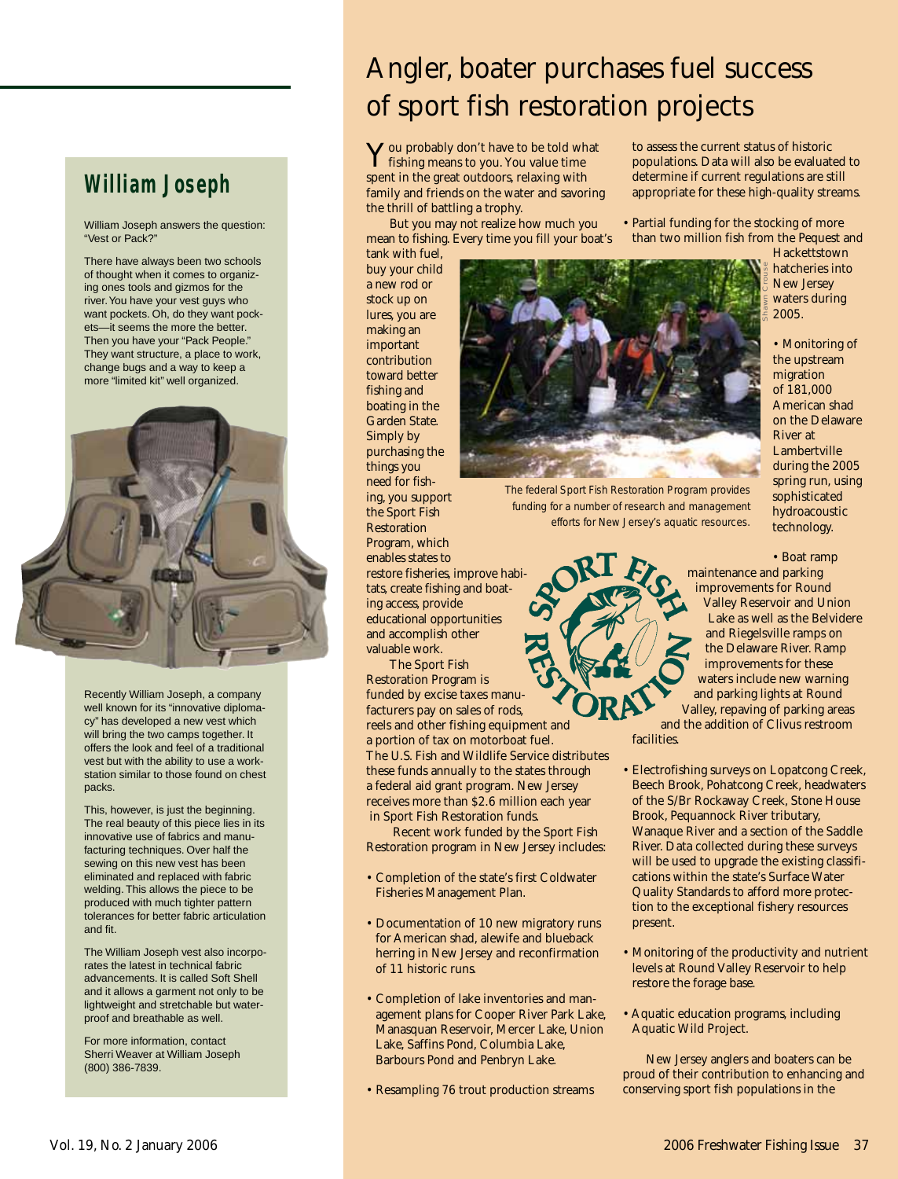## William Joseph

William Joseph answers the question: "Vest or Pack?"

There have always been two schools of thought when it comes to organizing ones tools and gizmos for the river. You have your vest guys who want pockets. Oh, do they want pockets—it seems the more the better. Then you have your "Pack People." They want structure, a place to work, change bugs and a way to keep a more "limited kit" well organized.

Recently William Joseph, a company well known for its "innovative diplomacy" has developed a new vest which will bring the two camps together. It offers the look and feel of a traditional vest but with the ability to use a workstation similar to those found on chest packs.

This, however, is just the beginning. The real beauty of this piece lies in its innovative use of fabrics and manufacturing techniques. Over half the sewing on this new vest has been eliminated and replaced with fabric welding. This allows the piece to be produced with much tighter pattern tolerances for better fabric articulation and fit.

The William Joseph vest also incorporates the latest in technical fabric advancements. It is called Soft Shell and it allows a garment not only to be lightweight and stretchable but waterproof and breathable as well.

For more information, contact Sherri Weaver at William Joseph (800) 386-7839.

# Angler, boater purchases fuel success of sport fish restoration projects

You probably don't have to be told what fishing means to you. You value time spent in the great outdoors, relaxing with family and friends on the water and savoring the thrill of battling a trophy.

But you may not realize how much you mean to fishing. Every time you fill your boat's tank with fuel, buy your child a new rod or stock up on lures, you are making an important contribution toward better fishing and boating in the Garden State. Simply by purchasing the things you need for fishing, you support the Sport Fish Restoration Program, which enables states to restore fisheries, improve habitats, create fishing and boating access, provide educational opportunities and accomplish other valuable work.

The Sport Fish Restoration Program is funded by excise taxes manufacturers pay on sales of rods, reels and other fishing equipment and a portion of tax on motorboat fuel. The U.S. Fish and Wildlife Service distributes these funds annually to the states through a federal aid grant program. New Jersey receives more than $2.6 million each year in Sport Fish Restoration funds.

*The federal Sport Fish Restoration Program provides funding for a number of research and management efforts for New Jersey's aquatic resources.*

Recent work funded by the Sport Fish Restoration program in New Jersey includes:

- Completion of the state's first Coldwater Fisheries Management Plan.
- Documentation of 10 new migratory runs for American shad, alewife and blueback herring in New Jersey and reconfirmation of 11 historic runs.
- Completion of lake inventories and management plans for Cooper River Park Lake, Manasquan Reservoir, Mercer Lake, Union Lake, Saffins Pond, Columbia Lake, Barbours Pond and Penbryn Lake.
- Resampling 76 trout production streams to assess the current status of historic populations. Data will also be evaluated to determine if current regulations are still appropriate for these high-quality streams.
- Partial funding for the stocking of more than two million fish from the Pequest and Hackettstown hatcheries into New Jersey waters during 2005.
- Monitoring of the upstream migration of 181,000 American shad on the Delaware River at Lambertville during the 2005 spring run, using sophisticated hydroacoustic technology.
- Boat ramp maintenance and parking improvements for Round Valley Reservoir and Union Lake as well as the Belvidere and Riegelsville ramps on the Delaware River. Ramp improvements for these waters include new warning and parking lights at Round Valley, repaving of parking areas and the addition of Clivus restroom facilities.
- Electrofishing surveys on Lopatcong Creek, Beech Brook, Pohatcong Creek, headwaters of the S/Br Rockaway Creek, Stone House Brook, Pequannock River tributary, Wanaque River and a section of the Saddle River. Data collected during these surveys will be used to upgrade the existing classifications within the state's Surface Water Quality Standards to afford more protection to the exceptional fishery resources present.
- Monitoring of the productivity and nutrient levels at Round Valley Reservoir to help restore the forage base.
- Aquatic education programs, including Aquatic Wild Project.

New Jersey anglers and boaters can be proud of their contribution to enhancing and conserving sport fish populations in the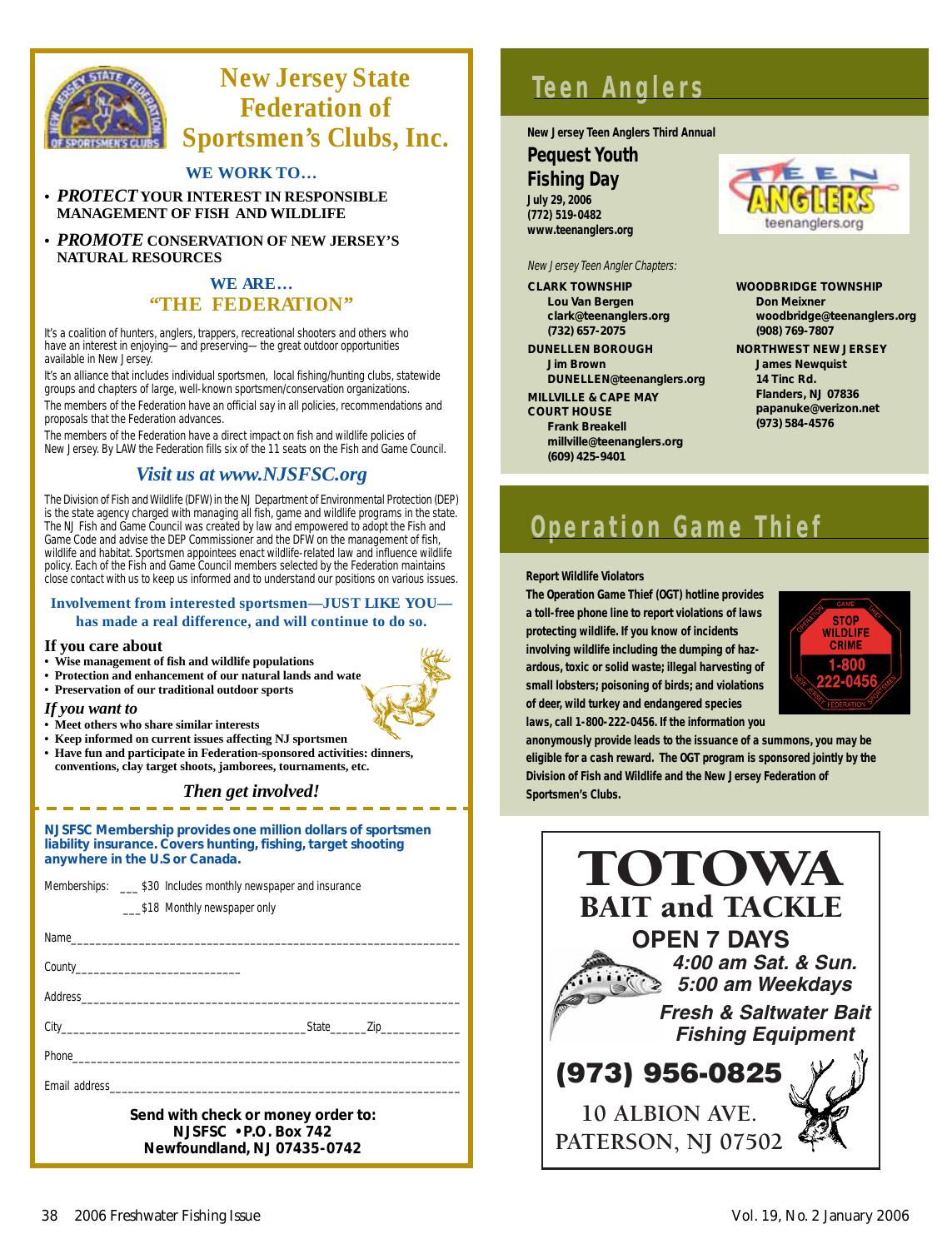# New Jersey State Federation of Sportsmen's Clubs, Inc.

**WE WORK TO…**

- ***PROTECT*** **YOUR INTEREST IN RESPONSIBLE MANAGEMENT OF FISH AND WILDLIFE**
- ***PROMOTE*** **CONSERVATION OF NEW JERSEY'S NATURAL RESOURCES**

**WE ARE…**
**"THE FEDERATION"**

It's a coalition of hunters, anglers, trappers, recreational shooters and others who have an interest in enjoying— and preserving— the great outdoor opportunities available in New Jersey.

It's an alliance that includes individual sportsmen, local fishing/hunting clubs, statewide groups and chapters of large, well-known sportsmen/conservation organizations.

The members of the Federation have an official say in all policies, recommendations and proposals that the Federation advances.

The members of the Federation have a direct impact on fish and wildlife policies of New Jersey. By LAW the Federation fills six of the 11 seats on the Fish and Game Council.

***Visit us at www.NJSFSC.org***

The Division of Fish and Wildlife (DFW) in the NJ Department of Environmental Protection (DEP) is the state agency charged with managing all fish, game and wildlife programs in the state. The NJ Fish and Game Council was created by law and empowered to adopt the Fish and Game Code and advise the DEP Commissioner and the DFW on the management of fish, wildlife and habitat. Sportsmen appointees enact wildlife-related law and influence wildlife policy. Each of the Fish and Game Council members selected by the Federation maintains close contact with us to keep us informed and to understand our positions on various issues.

**Involvement from interested sportsmen—JUST LIKE YOU—has made a real difference, and will continue to do so.**

**If you care about**
- **Wise management of fish and wildlife populations**
- **Protection and enhancement of our natural lands and water**
- **Preservation of our traditional outdoor sports**

***If you want to***
- **Meet others who share similar interests**
- **Keep informed on current issues affecting NJ sportsmen**
- **Have fun and participate in Federation-sponsored activities: dinners, conventions, clay target shoots, jamborees, tournaments, etc.**

***Then get involved!***

**NJSFSC Membership provides one million dollars of sportsmen liability insurance. Covers hunting, fishing, target shooting anywhere in the U.S or Canada.**

Memberships: ___ $30 Includes monthly newspaper and insurance
___$18 Monthly newspaper only

Name______________________________

County__________________

Address______________________________

City__________________ State_____ Zip__________

Phone______________________________

Email address______________________________

**Send with check or money order to:**
**NJSFSC • P.O. Box 742**
**Newfoundland, NJ 07435-0742**

# Teen Anglers

**New Jersey Teen Anglers Third Annual**

## Pequest Youth Fishing Day

**July 29, 2006**
**(772) 519-0482**
**www.teenanglers.org**

teenanglers.org

*New Jersey Teen Angler Chapters:*

**CLARK TOWNSHIP**
**Lou Van Bergen**
**clark@teenanglers.org**
**(732) 657-2075**

**DUNELLEN BOROUGH**
**Jim Brown**
**DUNELLEN@teenanglers.org**

**MILLVILLE & CAPE MAY COURT HOUSE**
**Frank Breakell**
**millville@teenanglers.org**
**(609) 425-9401**

**WOODBRIDGE TOWNSHIP**
**Don Meixner**
**woodbridge@teenanglers.org**
**(908) 769-7807**

**NORTHWEST NEW JERSEY**
**James Newquist**
**14 Tinc Rd.**
**Flanders, NJ 07836**
**papanuke@verizon.net**
**(973) 584-4576**

# Operation Game Thief

**Report Wildlife Violators**

**The Operation Game Thief (OGT) hotline provides a toll-free phone line to report violations of laws protecting wildlife. If you know of incidents involving wildlife including the dumping of hazardous, toxic or solid waste; illegal harvesting of small lobsters; poisoning of birds; and violations of deer, wild turkey and endangered species laws, call 1-800-222-0456. If the information you anonymously provide leads to the issuance of a summons, you may be eligible for a cash reward. The OGT program is sponsored jointly by the Division of Fish and Wildlife and the New Jersey Federation of Sportsmen's Clubs.**

STOP WILDLIFE CRIME 1-800 222-0456

# TOTOWA BAIT and TACKLE

**OPEN 7 DAYS**
***4:00 am Sat. & Sun.***
***5:00 am Weekdays***

***Fresh & Saltwater Bait***
***Fishing Equipment***

**(973) 956-0825**

10 ALBION AVE.
PATERSON, NJ 07502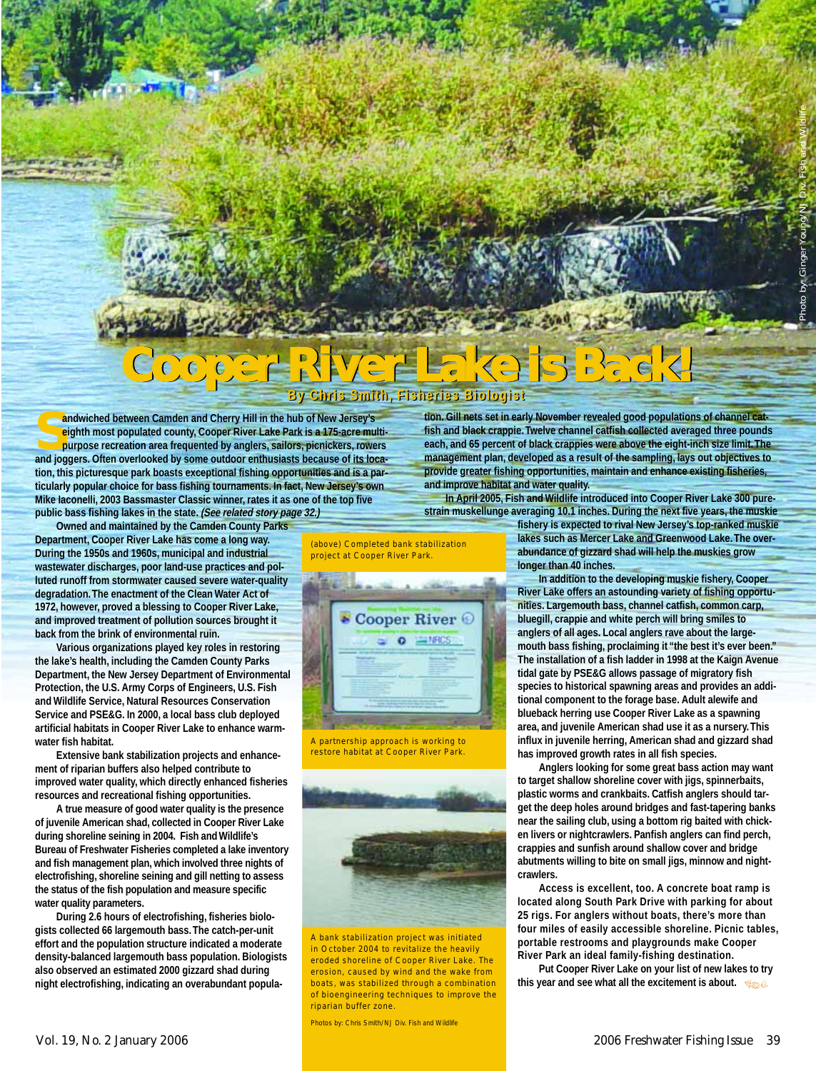# Cooper River Lake is Back!

**By Chris Smith, Fisheries Biologist**

Sandwiched between Camden and Cherry Hill in the hub of New Jersey's eighth most populated county, Cooper River Lake Park is a 175-acre multi-purpose recreation area frequented by anglers, sailors, picnickers, rowers and joggers. Often overlooked by some outdoor enthusiasts because of its location, this picturesque park boasts exceptional fishing opportunities and is a particularly popular choice for bass fishing tournaments. In fact, New Jersey's own Mike Iaconelli, 2003 Bassmaster Classic winner, rates it as one of the top five public bass fishing lakes in the state. *(See related story page 32.)*

Owned and maintained by the Camden County Parks Department, Cooper River Lake has come a long way. During the 1950s and 1960s, municipal and industrial wastewater discharges, poor land-use practices and polluted runoff from stormwater caused severe water-quality degradation. The enactment of the Clean Water Act of 1972, however, proved a blessing to Cooper River Lake, and improved treatment of pollution sources brought it back from the brink of environmental ruin.

Various organizations played key roles in restoring the lake's health, including the Camden County Parks Department, the New Jersey Department of Environmental Protection, the U.S. Army Corps of Engineers, U.S. Fish and Wildlife Service, Natural Resources Conservation Service and PSE&G. In 2000, a local bass club deployed artificial habitats in Cooper River Lake to enhance warm-water fish habitat.

Extensive bank stabilization projects and enhancement of riparian buffers also helped contribute to improved water quality, which directly enhanced fisheries resources and recreational fishing opportunities.

A true measure of good water quality is the presence of juvenile American shad, collected in Cooper River Lake during shoreline seining in 2004. Fish and Wildlife's Bureau of Freshwater Fisheries completed a lake inventory and fish management plan, which involved three nights of electrofishing, shoreline seining and gill netting to assess the status of the fish population and measure specific water quality parameters.

During 2.6 hours of electrofishing, fisheries biologists collected 66 largemouth bass. The catch-per-unit effort and the population structure indicated a moderate density-balanced largemouth bass population. Biologists also observed an estimated 2000 gizzard shad during night electrofishing, indicating an overabundant population. Gill nets set in early November revealed good populations of channel catfish and black crappie. Twelve channel catfish collected averaged three pounds each, and 65 percent of black crappies were above the eight-inch size limit. The management plan, developed as a result of the sampling, lays out objectives to provide greater fishing opportunities, maintain and enhance existing fisheries, and improve habitat and water quality.

In April 2005, Fish and Wildlife introduced into Cooper River Lake 300 pure-strain muskellunge averaging 10.1 inches. During the next five years, the muskie fishery is expected to rival New Jersey's top-ranked muskie lakes such as Mercer Lake and Greenwood Lake. The over-abundance of gizzard shad will help the muskies grow longer than 40 inches.

In addition to the developing muskie fishery, Cooper River Lake offers an astounding variety of fishing opportunities. Largemouth bass, channel catfish, common carp, bluegill, crappie and white perch will bring smiles to anglers of all ages. Local anglers rave about the largemouth bass fishing, proclaiming it "the best it's ever been." The installation of a fish ladder in 1998 at the Kaign Avenue tidal gate by PSE&G allows passage of migratory fish species to historical spawning areas and provides an additional component to the forage base. Adult alewife and blueback herring use Cooper River Lake as a spawning area, and juvenile American shad use it as a nursery. This influx in juvenile herring, American shad and gizzard shad has improved growth rates in all fish species.

Anglers looking for some great bass action may want to target shallow shoreline cover with jigs, spinnerbaits, plastic worms and crankbaits. Catfish anglers should target the deep holes around bridges and fast-tapering banks near the sailing club, using a bottom rig baited with chicken livers or nightcrawlers. Panfish anglers can find perch, crappies and sunfish around shallow cover and bridge abutments willing to bite on small jigs, minnow and nightcrawlers.

Access is excellent, too. A concrete boat ramp is located along South Park Drive with parking for about 25 rigs. For anglers without boats, there's more than four miles of easily accessible shoreline. Picnic tables, portable restrooms and playgrounds make Cooper River Park an ideal family-fishing destination.

Put Cooper River Lake on your list of new lakes to try this year and see what all the excitement is about.

(above) Completed bank stabilization project at Cooper River Park.

A partnership approach is working to restore habitat at Cooper River Park.

A bank stabilization project was initiated in October 2004 to revitalize the heavily eroded shoreline of Cooper River Lake. The erosion, caused by wind and the wake from boats, was stabilized through a combination of bioengineering techniques to improve the riparian buffer zone.

Photos by: Chris Smith/NJ Div. Fish and Wildlife

Photo by: Ginger Young/NJ Div. Fish and Wildlife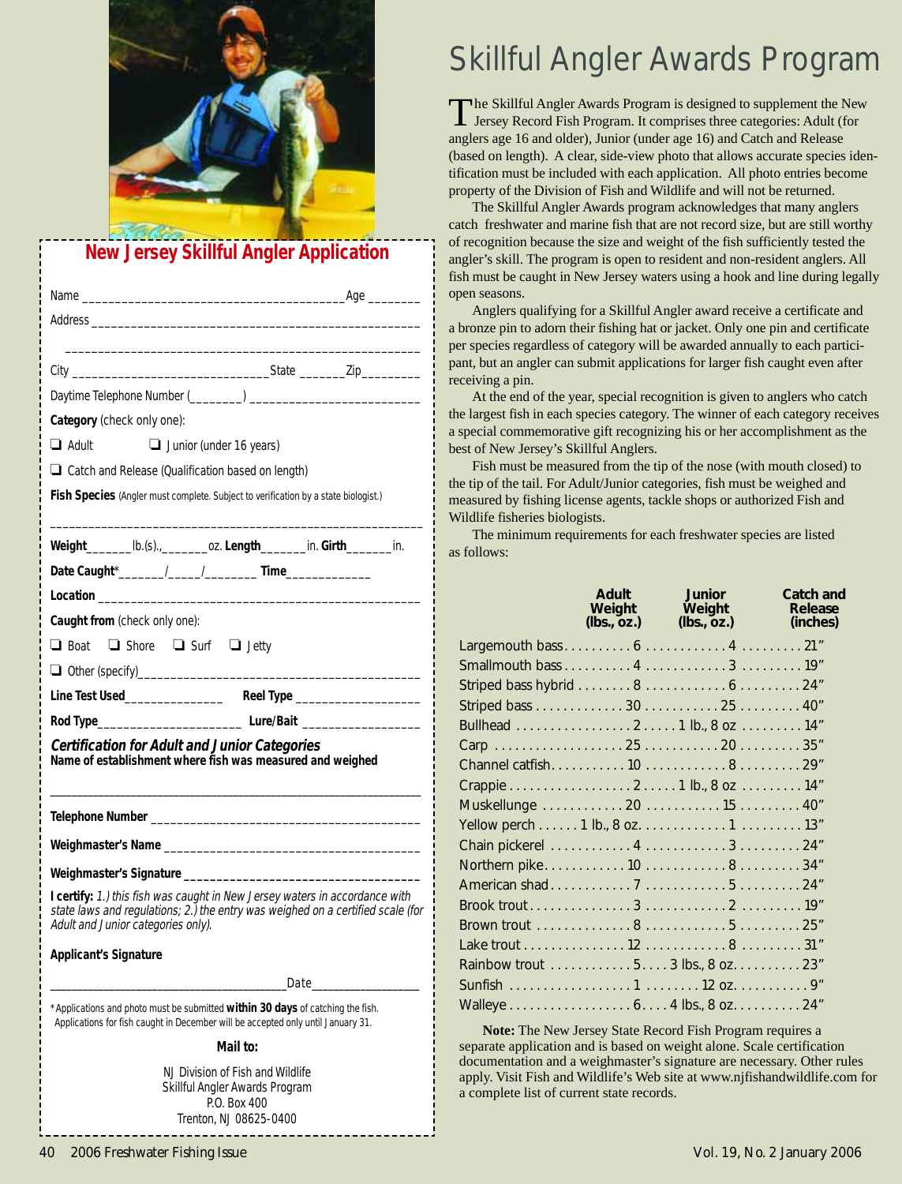## New Jersey Skillful Angler Application

Name ______________________________________ Age ________

Address ___________________________________________________

_______________________________________________________

City ____________________________ State _______ Zip _________

Daytime Telephone Number (________) _________________________

**Category** (check only one):

❑ Adult ❑ Junior (under 16 years)

❑ Catch and Release (Qualification based on length)

**Fish Species** (Angler must complete. Subject to verification by a state biologist.)

_________________________________________________________

**Weight**_______ lb.(s)., _______ oz. **Length**_______ in. **Girth**_______ in.

**Date Caught***_______/_____/________ **Time**_____________

**Location** _______________________________________________

**Caught from** (check only one):

❑ Boat ❑ Shore ❑ Surf ❑ Jetty

❑ Other (specify)__________________________________________

**Line Test Used**_______________ **Reel Type** ___________________

**Rod Type**______________________ **Lure/Bait** _________________

***Certification for Adult and Junior Categories***
**Name of establishment where fish was measured and weighed**

_________________________________________________________

**Telephone Number** ________________________________________

**Weighmaster's Name** ______________________________________

**Weighmaster's Signature** ___________________________________

**I certify:** *1.) this fish was caught in New Jersey waters in accordance with state laws and regulations; 2.) the entry was weighed on a certified scale (for Adult and Junior categories only).*

**Applicant's Signature**

_____________________________________ Date_________________

*Applications and photo must be submitted **within 30 days** of catching the fish. Applications for fish caught in December will be accepted only until January 31.

**Mail to:**

NJ Division of Fish and Wildlife
Skillful Angler Awards Program
P.O. Box 400
Trenton, NJ 08625-0400

# Skillful Angler Awards Program

The Skillful Angler Awards Program is designed to supplement the New Jersey Record Fish Program. It comprises three categories: Adult (for anglers age 16 and older), Junior (under age 16) and Catch and Release (based on length). A clear, side-view photo that allows accurate species identification must be included with each application. All photo entries become property of the Division of Fish and Wildlife and will not be returned.

The Skillful Angler Awards program acknowledges that many anglers catch freshwater and marine fish that are not record size, but are still worthy of recognition because the size and weight of the fish sufficiently tested the angler's skill. The program is open to resident and non-resident anglers. All fish must be caught in New Jersey waters using a hook and line during legally open seasons.

Anglers qualifying for a Skillful Angler award receive a certificate and a bronze pin to adorn their fishing hat or jacket. Only one pin and certificate per species regardless of category will be awarded annually to each participant, but an angler can submit applications for larger fish caught even after receiving a pin.

At the end of the year, special recognition is given to anglers who catch the largest fish in each species category. The winner of each category receives a special commemorative gift recognizing his or her accomplishment as the best of New Jersey's Skillful Anglers.

Fish must be measured from the tip of the nose (with mouth closed) to the tip of the tail. For Adult/Junior categories, fish must be weighed and measured by fishing license agents, tackle shops or authorized Fish and Wildlife fisheries biologists.

The minimum requirements for each freshwater species are listed as follows:

| | Adult Weight (lbs., oz.) | Junior Weight (lbs., oz.) | Catch and Release (inches) |
|---|---|---|---|
| Largemouth bass | 6 | 4 | 21″ |
| Smallmouth bass | 4 | 3 | 19″ |
| Striped bass hybrid | 8 | 6 | 24″ |
| Striped bass | 30 | 25 | 40″ |
| Bullhead | 2 | 1 lb., 8 oz | 14″ |
| Carp | 25 | 20 | 35″ |
| Channel catfish | 10 | 8 | 29″ |
| Crappie | 2 | 1 lb., 8 oz | 14″ |
| Muskellunge | 20 | 15 | 40″ |
| Yellow perch | 1 lb., 8 oz. | 1 | 13″ |
| Chain pickerel | 4 | 3 | 24″ |
| Northern pike | 10 | 8 | 34″ |
| American shad | 7 | 5 | 24″ |
| Brook trout | 3 | 2 | 19″ |
| Brown trout | 8 | 5 | 25″ |
| Lake trout | 12 | 8 | 31″ |
| Rainbow trout | 5 | 3 lbs., 8 oz. | 23″ |
| Sunfish | 1 | 12 oz. | 9″ |
| Walleye | 6 | 4 lbs., 8 oz. | 24″ |

**Note:** The New Jersey State Record Fish Program requires a separate application and is based on weight alone. Scale certification documentation and a weighmaster's signature are necessary. Other rules apply. Visit Fish and Wildlife's Web site at www.njfishandwildlife.com for a complete list of current state records.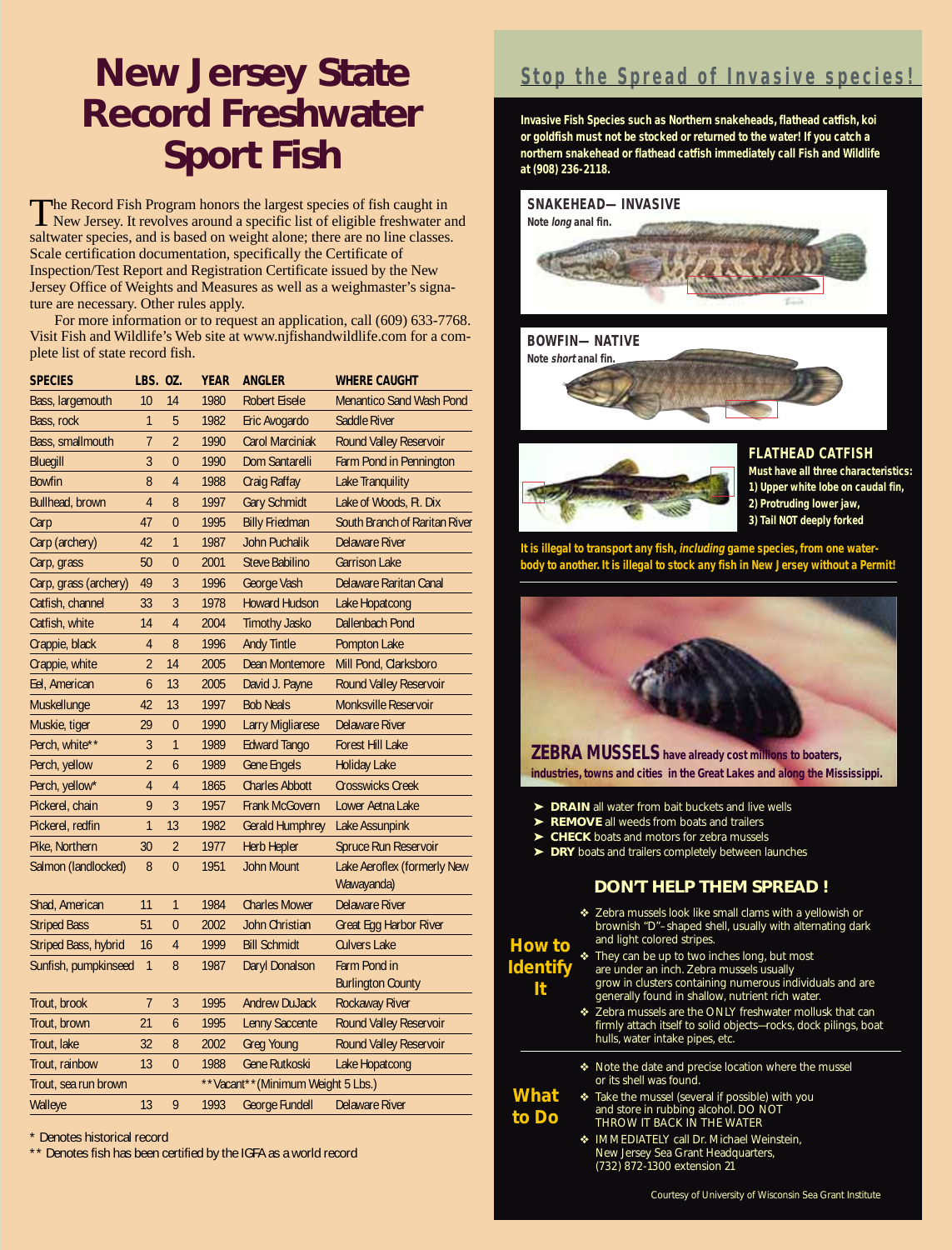# New Jersey State Record Freshwater Sport Fish

The Record Fish Program honors the largest species of fish caught in New Jersey. It revolves around a specific list of eligible freshwater and saltwater species, and is based on weight alone; there are no line classes. Scale certification documentation, specifically the Certificate of Inspection/Test Report and Registration Certificate issued by the New Jersey Office of Weights and Measures as well as a weighmaster's signature are necessary. Other rules apply.

For more information or to request an application, call (609) 633-7768. Visit Fish and Wildlife's Web site at www.njfishandwildlife.com for a complete list of state record fish.

| SPECIES | LBS. | OZ. | YEAR | ANGLER | WHERE CAUGHT |
|---|---|---|---|---|---|
| Bass, largemouth | 10 | 14 | 1980 | Robert Eisele | Menantico Sand Wash Pond |
| Bass, rock | 1 | 5 | 1982 | Eric Avogardo | Saddle River |
| Bass, smallmouth | 7 | 2 | 1990 | Carol Marciniak | Round Valley Reservoir |
| Bluegill | 3 | 0 | 1990 | Dom Santarelli | Farm Pond in Pennington |
| Bowfin | 8 | 4 | 1988 | Craig Raffay | Lake Tranquility |
| Bullhead, brown | 4 | 8 | 1997 | Gary Schmidt | Lake of Woods, Ft. Dix |
| Carp | 47 | 0 | 1995 | Billy Friedman | South Branch of Raritan River |
| Carp (archery) | 42 | 1 | 1987 | John Puchalik | Delaware River |
| Carp, grass | 50 | 0 | 2001 | Steve Babilino | Garrison Lake |
| Carp, grass (archery) | 49 | 3 | 1996 | George Vash | Delaware Raritan Canal |
| Catfish, channel | 33 | 3 | 1978 | Howard Hudson | Lake Hopatcong |
| Catfish, white | 14 | 4 | 2004 | Timothy Jasko | Dallenbach Pond |
| Crappie, black | 4 | 8 | 1996 | Andy Tintle | Pompton Lake |
| Crappie, white | 2 | 14 | 2005 | Dean Montemore | Mill Pond, Clarksboro |
| Eel, American | 6 | 13 | 2005 | David J. Payne | Round Valley Reservoir |
| Muskellunge | 42 | 13 | 1997 | Bob Neals | Monksville Reservoir |
| Muskie, tiger | 29 | 0 | 1990 | Larry Migliarese | Delaware River |
| Perch, white** | 3 | 1 | 1989 | Edward Tango | Forest Hill Lake |
| Perch, yellow | 2 | 6 | 1989 | Gene Engels | Holiday Lake |
| Perch, yellow* | 4 | 4 | 1865 | Charles Abbott | Crosswicks Creek |
| Pickerel, chain | 9 | 3 | 1957 | Frank McGovern | Lower Aetna Lake |
| Pickerel, redfin | 1 | 13 | 1982 | Gerald Humphrey | Lake Assunpink |
| Pike, Northern | 30 | 2 | 1977 | Herb Hepler | Spruce Run Reservoir |
| Salmon (landlocked) | 8 | 0 | 1951 | John Mount | Lake Aeroflex (formerly New Wawayanda) |
| Shad, American | 11 | 1 | 1984 | Charles Mower | Delaware River |
| Striped Bass | 51 | 0 | 2002 | John Christian | Great Egg Harbor River |
| Striped Bass, hybrid | 16 | 4 | 1999 | Bill Schmidt | Culvers Lake |
| Sunfish, pumpkinseed | 1 | 8 | 1987 | Daryl Donalson | Farm Pond in Burlington County |
| Trout, brook | 7 | 3 | 1995 | Andrew DuJack | Rockaway River |
| Trout, brown | 21 | 6 | 1995 | Lenny Saccente | Round Valley Reservoir |
| Trout, lake | 32 | 8 | 2002 | Greg Young | Round Valley Reservoir |
| Trout, rainbow | 13 | 0 | 1988 | Gene Rutkoski | Lake Hopatcong |
| Trout, sea run brown | | | **Vacant** (Minimum Weight 5 Lbs.) | | |
| Walleye | 13 | 9 | 1993 | George Fundell | Delaware River |

\* Denotes historical record

\** Denotes fish has been certified by the IGFA as a world record

## Stop the Spread of Invasive species!

**Invasive Fish Species such as Northern snakeheads, flathead catfish, koi or goldfish must not be stocked or returned to the water! If you catch a northern snakehead or flathead catfish immediately call Fish and Wildlife at (908) 236-2118.**

**SNAKEHEAD— INVASIVE**
Note *long* anal fin.

**BOWFIN— NATIVE**
Note *short* anal fin.

**FLATHEAD CATFISH**
**Must have all three characteristics:**
**1) Upper white lobe on caudal fin,**
**2) Protruding lower jaw,**
**3) Tail NOT deeply forked**

**It is illegal to transport any fish, *including* game species, from one waterbody to another. It is illegal to stock any fish in New Jersey without a Permit!**

**ZEBRA MUSSELS have already cost millions to boaters, industries, towns and cities in the Great Lakes and along the Mississippi.**

- **DRAIN** all water from bait buckets and live wells
- **REMOVE** all weeds from boats and trailers
- **CHECK** boats and motors for zebra mussels
- **DRY** boats and trailers completely between launches

### DON'T HELP THEM SPREAD !

**How to Identify It**

- Zebra mussels look like small clams with a yellowish or brownish "D"–shaped shell, usually with alternating dark and light colored stripes.
- They can be up to two inches long, but most are under an inch. Zebra mussels usually grow in clusters containing numerous individuals and are generally found in shallow, nutrient rich water.
- Zebra mussels are the ONLY freshwater mollusk that can firmly attach itself to solid objects—rocks, dock pilings, boat hulls, water intake pipes, etc.

**What to Do**

- Note the date and precise location where the mussel or its shell was found.
- Take the mussel (several if possible) with you and store in rubbing alcohol. DO NOT THROW IT BACK IN THE WATER
- IMMEDIATELY call Dr. Michael Weinstein, New Jersey Sea Grant Headquarters, (732) 872-1300 extension 21

Courtesy of University of Wisconsin Sea Grant Institute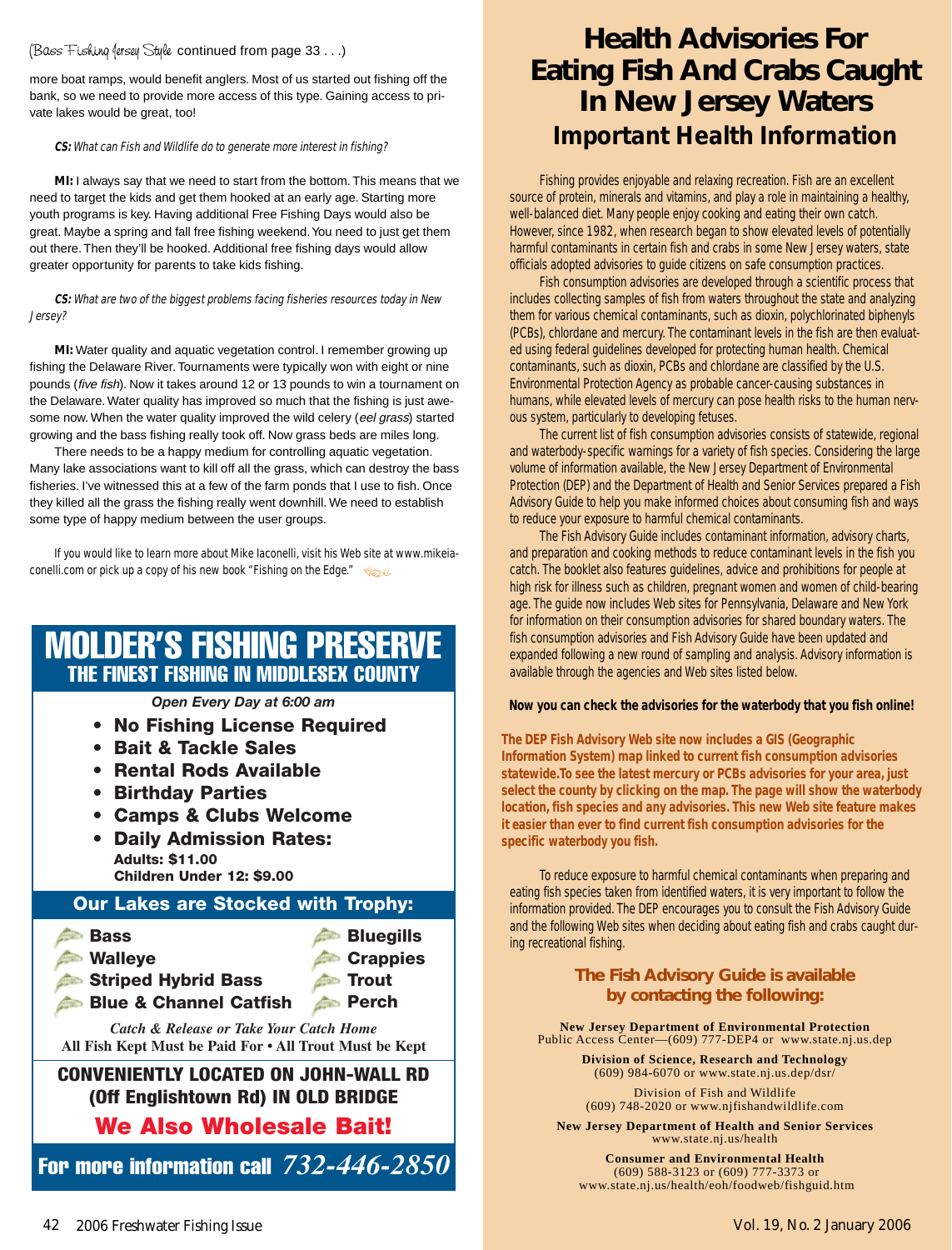(Bass Fishing Jersey Style continued from page 33 . . .)

more boat ramps, would benefit anglers. Most of us started out fishing off the bank, so we need to provide more access of this type. Gaining access to private lakes would be great, too!

***CS:*** *What can Fish and Wildlife do to generate more interest in fishing?*

**MI:** I always say that we need to start from the bottom. This means that we need to target the kids and get them hooked at an early age. Starting more youth programs is key. Having additional Free Fishing Days would also be great. Maybe a spring and fall free fishing weekend. You need to just get them out there. Then they'll be hooked. Additional free fishing days would allow greater opportunity for parents to take kids fishing.

***CS:*** *What are two of the biggest problems facing fisheries resources today in New Jersey?*

**MI:** Water quality and aquatic vegetation control. I remember growing up fishing the Delaware River. Tournaments were typically won with eight or nine pounds (*five fish*). Now it takes around 12 or 13 pounds to win a tournament on the Delaware. Water quality has improved so much that the fishing is just awesome now. When the water quality improved the wild celery (*eel grass*) started growing and the bass fishing really took off. Now grass beds are miles long.

There needs to be a happy medium for controlling aquatic vegetation. Many lake associations want to kill off all the grass, which can destroy the bass fisheries. I've witnessed this at a few of the farm ponds that I use to fish. Once they killed all the grass the fishing really went downhill. We need to establish some type of happy medium between the user groups.

If you would like to learn more about Mike Iaconelli, visit his Web site at www.mikeiaconelli.com or pick up a copy of his new book "Fishing on the Edge."

# MOLDER'S FISHING PRESERVE
## THE FINEST FISHING IN MIDDLESEX COUNTY

***Open Every Day at 6:00 am***

- **No Fishing License Required**
- **Bait & Tackle Sales**
- **Rental Rods Available**
- **Birthday Parties**
- **Camps & Clubs Welcome**
- **Daily Admission Rates:**
  **Adults: $11.00**
  **Children Under 12: $9.00**

### Our Lakes are Stocked with Trophy:

- **Bass**
- **Walleye**
- **Striped Hybrid Bass**
- **Blue & Channel Catfish**
- **Bluegills**
- **Crappies**
- **Trout**
- **Perch**

*Catch & Release or Take Your Catch Home*
**All Fish Kept Must be Paid For • All Trout Must be Kept**

**CONVENIENTLY LOCATED ON JOHN-WALL RD (Off Englishtown Rd) IN OLD BRIDGE**

**We Also Wholesale Bait!**

**For more information call *732-446-2850***

# Health Advisories For Eating Fish And Crabs Caught In New Jersey Waters
## *Important Health Information*

Fishing provides enjoyable and relaxing recreation. Fish are an excellent source of protein, minerals and vitamins, and play a role in maintaining a healthy, well-balanced diet. Many people enjoy cooking and eating their own catch. However, since 1982, when research began to show elevated levels of potentially harmful contaminants in certain fish and crabs in some New Jersey waters, state officials adopted advisories to guide citizens on safe consumption practices.

Fish consumption advisories are developed through a scientific process that includes collecting samples of fish from waters throughout the state and analyzing them for various chemical contaminants, such as dioxin, polychlorinated biphenyls (PCBs), chlordane and mercury. The contaminant levels in the fish are then evaluated using federal guidelines developed for protecting human health. Chemical contaminants, such as dioxin, PCBs and chlordane are classified by the U.S. Environmental Protection Agency as probable cancer-causing substances in humans, while elevated levels of mercury can pose health risks to the human nervous system, particularly to developing fetuses.

The current list of fish consumption advisories consists of statewide, regional and waterbody-specific warnings for a variety of fish species. Considering the large volume of information available, the New Jersey Department of Environmental Protection (DEP) and the Department of Health and Senior Services prepared a Fish Advisory Guide to help you make informed choices about consuming fish and ways to reduce your exposure to harmful chemical contaminants.

The Fish Advisory Guide includes contaminant information, advisory charts, and preparation and cooking methods to reduce contaminant levels in the fish you catch. The booklet also features guidelines, advice and prohibitions for people at high risk for illness such as children, pregnant women and women of child-bearing age. The guide now includes Web sites for Pennsylvania, Delaware and New York for information on their consumption advisories for shared boundary waters. The fish consumption advisories and Fish Advisory Guide have been updated and expanded following a new round of sampling and analysis. Advisory information is available through the agencies and Web sites listed below.

**Now you can check the advisories for the waterbody that you fish online!**

**The DEP Fish Advisory Web site now includes a GIS (Geographic Information System) map linked to current fish consumption advisories statewide.To see the latest mercury or PCBs advisories for your area, just select the county by clicking on the map. The page will show the waterbody location, fish species and any advisories. This new Web site feature makes it easier than ever to find current fish consumption advisories for the specific waterbody you fish.**

To reduce exposure to harmful chemical contaminants when preparing and eating fish species taken from identified waters, it is very important to follow the information provided. The DEP encourages you to consult the Fish Advisory Guide and the following Web sites when deciding about eating fish and crabs caught during recreational fishing.

### The Fish Advisory Guide is available by contacting the following:

**New Jersey Department of Environmental Protection**
Public Access Center—(609) 777-DEP4 or www.state.nj.us.dep

**Division of Science, Research and Technology**
(609) 984-6070 or www.state.nj.us.dep/dsr/

Division of Fish and Wildlife
(609) 748-2020 or www.njfishandwildlife.com

**New Jersey Department of Health and Senior Services**
www.state.nj.us/health

**Consumer and Environmental Health**
(609) 588-3123 or (609) 777-3373 or
www.state.nj.us/health/eoh/foodweb/fishguid.htm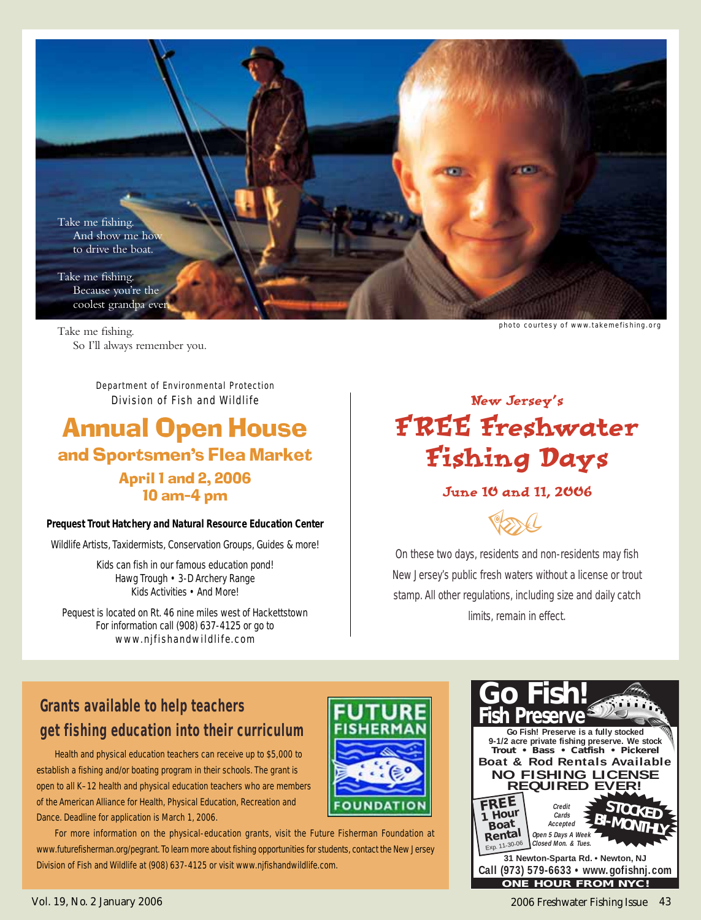Take me fishing.
And show me how to drive the boat.

Take me fishing.
Because you're the coolest grandpa ever.

Take me fishing.
So I'll always remember you.

photo courtesy of www.takemefishing.org

Department of Environmental Protection
Division of Fish and Wildlife

# Annual Open House

## and Sportsmen's Flea Market

### April 1 and 2, 2006
### 10 am-4 pm

**Prequest Trout Hatchery and Natural Resource Education Center**

Wildlife Artists, Taxidermists, Conservation Groups, Guides & more!

Kids can fish in our famous education pond!
Hawg Trough • 3-D Archery Range
Kids Activities • And More!

Pequest is located on Rt. 46 nine miles west of Hackettstown
For information call (908) 637-4125 or go to
www.njfishandwildlife.com

### New Jersey's

# FREE Freshwater Fishing Days

### June 10 and 11, 2006

On these two days, residents and non-residents may fish New Jersey's public fresh waters without a license or trout stamp. All other regulations, including size and daily catch limits, remain in effect.

## Grants available to help teachers get fishing education into their curriculum

FUTURE FISHERMAN FOUNDATION

Health and physical education teachers can receive up to $5,000 to establish a fishing and/or boating program in their schools. The grant is open to all K–12 health and physical education teachers who are members of the American Alliance for Health, Physical Education, Recreation and Dance. Deadline for application is March 1, 2006.

For more information on the physical-education grants, visit the Future Fisherman Foundation at www.futurefisherman.org/pegrant. To learn more about fishing opportunities for students, contact the New Jersey Division of Fish and Wildlife at (908) 637-4125 or visit www.njfishandwildlife.com.

# Go Fish! Fish Preserve

**Go Fish! Preserve is a fully stocked 9-1/2 acre private fishing preserve. We stock Trout • Bass • Catfish • Pickerel**

**Boat & Rod Rentals Available**

**NO FISHING LICENSE REQUIRED EVER!**

**FREE 1 Hour Boat Rental** Exp. 11-30-06

*Credit Cards Accepted*

*Open 5 Days A Week Closed Mon. & Tues.*

**STOCKED BI-MONTHLY**

**31 Newton-Sparta Rd. • Newton, NJ**
**Call (973) 579-6633 • www.gofishnj.com**
**ONE HOUR FROM NYC!**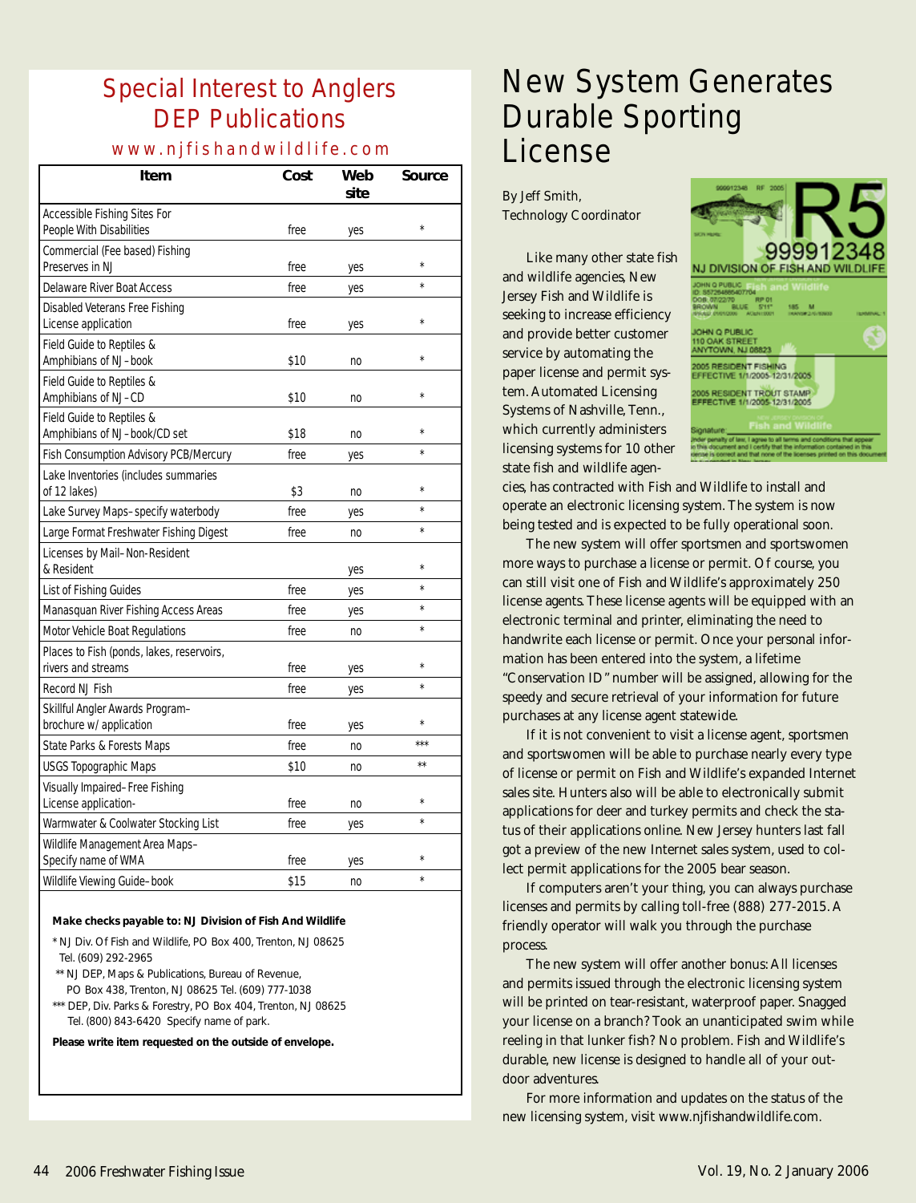# Special Interest to Anglers DEP Publications

www.njfishandwildlife.com

| Item | Cost | Web site | Source |
|---|---|---|---|
| Accessible Fishing Sites For People With Disabilities | free | yes | * |
| Commercial (Fee based) Fishing Preserves in NJ | free | yes | * |
| Delaware River Boat Access | free | yes | * |
| Disabled Veterans Free Fishing License application | free | yes | * |
| Field Guide to Reptiles & Amphibians of NJ – book | $10 | no | * |
| Field Guide to Reptiles & Amphibians of NJ – CD | $10 | no | * |
| Field Guide to Reptiles & Amphibians of NJ – book/CD set | $18 | no | * |
| Fish Consumption Advisory PCB/Mercury | free | yes | * |
| Lake Inventories (includes summaries of 12 lakes) | $3 | no | * |
| Lake Survey Maps– specify waterbody | free | yes | * |
| Large Format Freshwater Fishing Digest | free | no | * |
| Licenses by Mail– Non-Resident & Resident | | yes | * |
| List of Fishing Guides | free | yes | * |
| Manasquan River Fishing Access Areas | free | yes | * |
| Motor Vehicle Boat Regulations | free | no | * |
| Places to Fish (ponds, lakes, reservoirs, rivers and streams | free | yes | * |
| Record NJ Fish | free | yes | * |
| Skillful Angler Awards Program– brochure w/ application | free | yes | * |
| State Parks & Forests Maps | free | no | *** |
| USGS Topographic Maps | $10 | no | ** |
| Visually Impaired– Free Fishing License application- | free | no | * |
| Warmwater & Coolwater Stocking List | free | yes | * |
| Wildlife Management Area Maps– Specify name of WMA | free | yes | * |
| Wildlife Viewing Guide– book | $15 | no | * |

**Make checks payable to: NJ Division of Fish And Wildlife**

* NJ Div. Of Fish and Wildlife, PO Box 400, Trenton, NJ 08625 Tel. (609) 292-2965

** NJ DEP, Maps & Publications, Bureau of Revenue, PO Box 438, Trenton, NJ 08625 Tel. (609) 777-1038

*** DEP, Div. Parks & Forestry, PO Box 404, Trenton, NJ 08625 Tel. (800) 843-6420 Specify name of park.

**Please write item requested on the outside of envelope.**

# New System Generates Durable Sporting License

By Jeff Smith,
Technology Coordinator

Like many other state fish and wildlife agencies, New Jersey Fish and Wildlife is seeking to increase efficiency and provide better customer service by automating the paper license and permit system. Automated Licensing Systems of Nashville, Tenn., which currently administers licensing systems for 10 other state fish and wildlife agencies, has contracted with Fish and Wildlife to install and operate an electronic licensing system. The system is now being tested and is expected to be fully operational soon.

The new system will offer sportsmen and sportswomen more ways to purchase a license or permit. Of course, you can still visit one of Fish and Wildlife's approximately 250 license agents. These license agents will be equipped with an electronic terminal and printer, eliminating the need to handwrite each license or permit. Once your personal information has been entered into the system, a lifetime "Conservation ID" number will be assigned, allowing for the speedy and secure retrieval of your information for future purchases at any license agent statewide.

If it is not convenient to visit a license agent, sportsmen and sportswomen will be able to purchase nearly every type of license or permit on Fish and Wildlife's expanded Internet sales site. Hunters also will be able to electronically submit applications for deer and turkey permits and check the status of their applications online. New Jersey hunters last fall got a preview of the new Internet sales system, used to collect permit applications for the 2005 bear season.

If computers aren't your thing, you can always purchase licenses and permits by calling toll-free (888) 277-2015. A friendly operator will walk you through the purchase process.

The new system will offer another bonus: All licenses and permits issued through the electronic licensing system will be printed on tear-resistant, waterproof paper. Snagged your license on a branch? Took an unanticipated swim while reeling in that lunker fish? No problem. Fish and Wildlife's durable, new license is designed to handle all of your outdoor adventures.

For more information and updates on the status of the new licensing system, visit www.njfishandwildlife.com.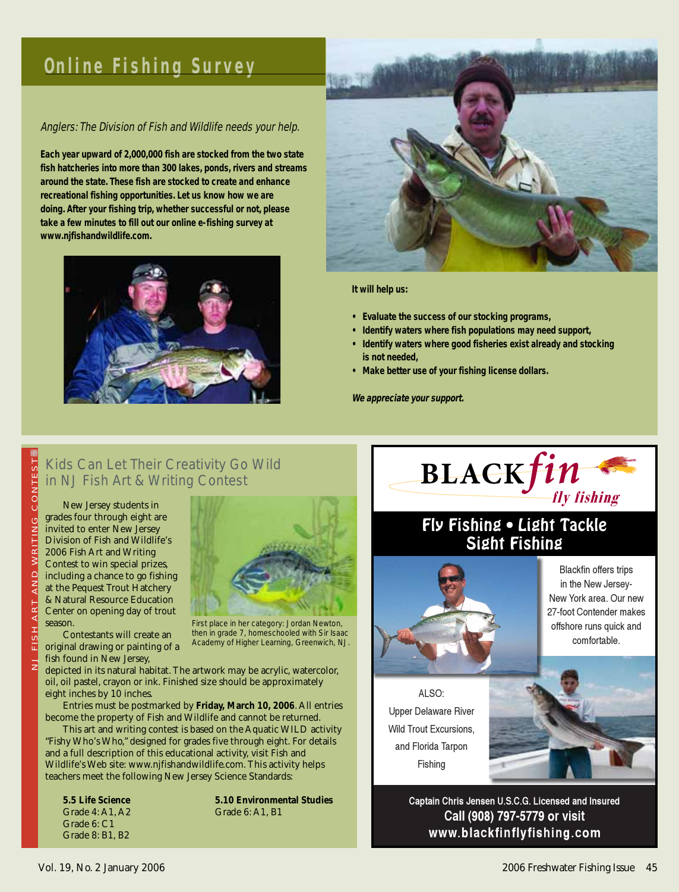## Online Fishing Survey

*Anglers: The Division of Fish and Wildlife needs your help.*

**Each year upward of 2,000,000 fish are stocked from the two state fish hatcheries into more than 300 lakes, ponds, rivers and streams around the state. These fish are stocked to create and enhance recreational fishing opportunities. Let us know how we are doing. After your fishing trip, whether successful or not, please take a few minutes to fill out our online e-fishing survey at www.njfishandwildlife.com.**

**It will help us:**

- **Evaluate the success of our stocking programs,**
- **Identify waters where fish populations may need support,**
- **Identify waters where good fisheries exist already and stocking is not needed,**
- **Make better use of your fishing license dollars.**

***We appreciate your support.***

NJ FISH ART AND WRITING CONTEST

## Kids Can Let Their Creativity Go Wild in NJ Fish Art & Writing Contest

New Jersey students in grades four through eight are invited to enter New Jersey Division of Fish and Wildlife's 2006 Fish Art and Writing Contest to win special prizes, including a chance to go fishing at the Pequest Trout Hatchery & Natural Resource Education Center on opening day of trout season.

First place in her category: Jordan Newton, then in grade 7, homeschooled with Sir Isaac Academy of Higher Learning, Greenwich, NJ.

Contestants will create an original drawing or painting of a fish found in New Jersey, depicted in its natural habitat. The artwork may be acrylic, watercolor, oil, oil pastel, crayon or ink. Finished size should be approximately eight inches by 10 inches.

Entries must be postmarked by **Friday, March 10, 2006**. All entries become the property of Fish and Wildlife and cannot be returned.

This art and writing contest is based on the Aquatic WILD activity "Fishy Who's Who," designed for grades five through eight. For details and a full description of this educational activity, visit Fish and Wildlife's Web site: www.njfishandwildlife.com. This activity helps teachers meet the following New Jersey Science Standards:

**5.5 Life Science**
Grade 4: A1, A2
Grade 6: C1
Grade 8: B1, B2

**5.10 Environmental Studies**
Grade 6: A1, B1

---

**BLACKfin fly fishing**

### Fly Fishing • Light Tackle Sight Fishing

Blackfin offers trips in the New Jersey-New York area. Our new 27-foot Contender makes offshore runs quick and comfortable.

ALSO:
Upper Delaware River Wild Trout Excursions, and Florida Tarpon Fishing

**Captain Chris Jensen U.S.C.G. Licensed and Insured**
**Call (908) 797-5779 or visit www.blackfinflyfishing.com**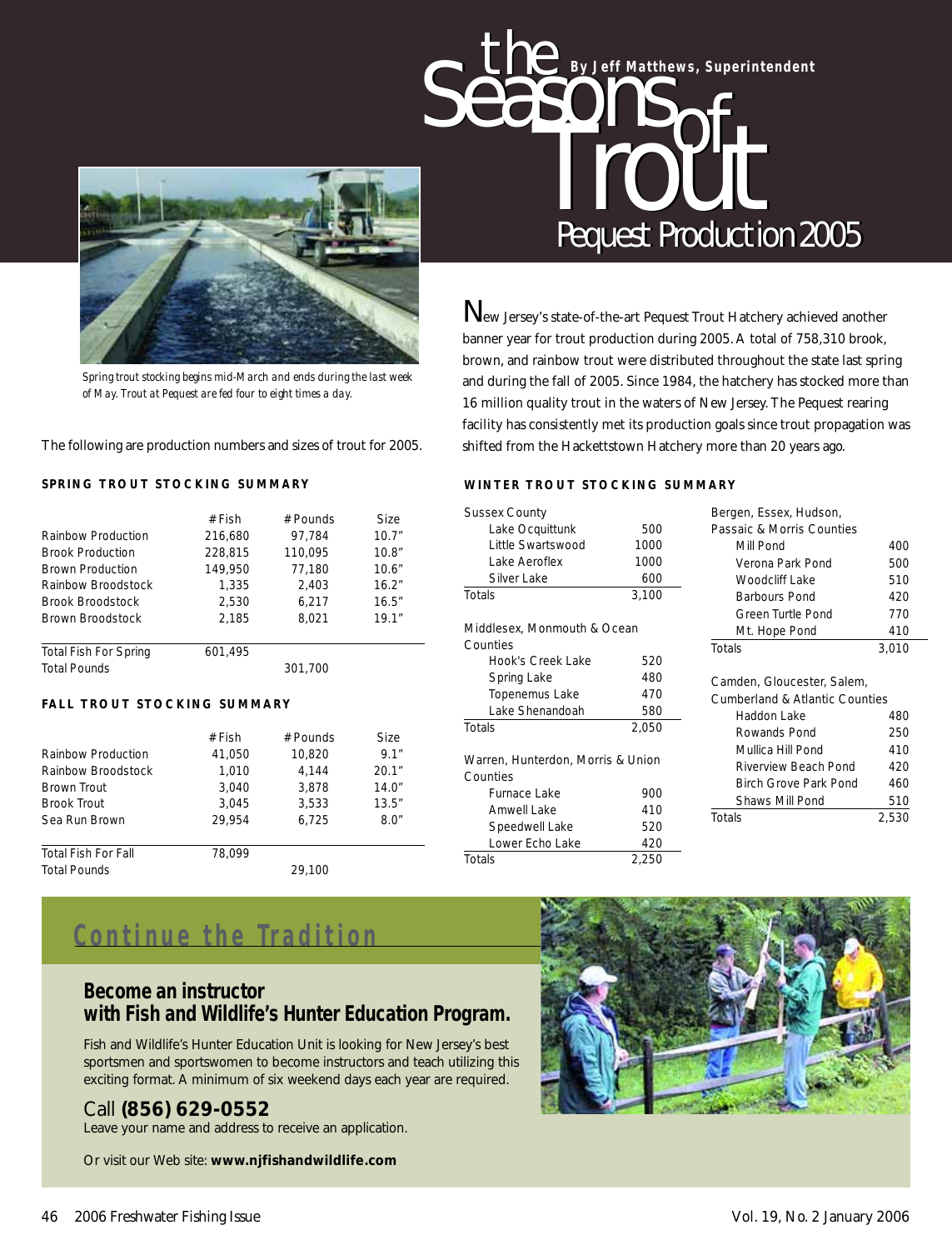# The Seasons of Trout

## Pequest Production 2005

**By Jeff Matthews, Superintendent**

*Spring trout stocking begins mid-March and ends during the last week of May. Trout at Pequest are fed four to eight times a day.*

New Jersey's state-of-the-art Pequest Trout Hatchery achieved another banner year for trout production during 2005. A total of 758,310 brook, brown, and rainbow trout were distributed throughout the state last spring and during the fall of 2005. Since 1984, the hatchery has stocked more than 16 million quality trout in the waters of New Jersey. The Pequest rearing facility has consistently met its production goals since trout propagation was shifted from the Hackettstown Hatchery more than 20 years ago.

The following are production numbers and sizes of trout for 2005.

### SPRING TROUT STOCKING SUMMARY

| | # Fish | # Pounds | Size |
|---|---|---|---|
| Rainbow Production | 216,680 | 97,784 | 10.7" |
| Brook Production | 228,815 | 110,095 | 10.8" |
| Brown Production | 149,950 | 77,180 | 10.6" |
| Rainbow Broodstock | 1,335 | 2,403 | 16.2" |
| Brook Broodstock | 2,530 | 6,217 | 16.5" |
| Brown Broodstock | 2,185 | 8,021 | 19.1" |
| Total Fish For Spring | 601,495 | | |
| Total Pounds | | 301,700 | |

### FALL TROUT STOCKING SUMMARY

| | # Fish | # Pounds | Size |
|---|---|---|---|
| Rainbow Production | 41,050 | 10,820 | 9.1" |
| Rainbow Broodstock | 1,010 | 4,144 | 20.1" |
| Brown Trout | 3,040 | 3,878 | 14.0" |
| Brook Trout | 3,045 | 3,533 | 13.5" |
| Sea Run Brown | 29,954 | 6,725 | 8.0" |
| Total Fish For Fall | 78,099 | | |
| Total Pounds | | 29,100 | |

### WINTER TROUT STOCKING SUMMARY

| | |
|---|---|
| **Sussex County** | |
| Lake Ocquittunk | 500 |
| Little Swartswood | 1000 |
| Lake Aeroflex | 1000 |
| Silver Lake | 600 |
| Totals | 3,100 |
| **Middlesex, Monmouth & Ocean Counties** | |
| Hook's Creek Lake | 520 |
| Spring Lake | 480 |
| Topenemus Lake | 470 |
| Lake Shenandoah | 580 |
| Totals | 2,050 |
| **Warren, Hunterdon, Morris & Union Counties** | |
| Furnace Lake | 900 |
| Amwell Lake | 410 |
| Speedwell Lake | 520 |
| Lower Echo Lake | 420 |
| Totals | 2,250 |
| **Bergen, Essex, Hudson, Passaic & Morris Counties** | |
| Mill Pond | 400 |
| Verona Park Pond | 500 |
| Woodcliff Lake | 510 |
| Barbours Pond | 420 |
| Green Turtle Pond | 770 |
| Mt. Hope Pond | 410 |
| Totals | 3,010 |
| **Camden, Gloucester, Salem, Cumberland & Atlantic Counties** | |
| Haddon Lake | 480 |
| Rowands Pond | 250 |
| Mullica Hill Pond | 410 |
| Riverview Beach Pond | 420 |
| Birch Grove Park Pond | 460 |
| Shaws Mill Pond | 510 |
| Totals | 2,530 |

## Continue the Tradition

### Become an instructor with Fish and Wildlife's Hunter Education Program.

Fish and Wildlife's Hunter Education Unit is looking for New Jersey's best sportsmen and sportswomen to become instructors and teach utilizing this exciting format. A minimum of six weekend days each year are required.

Call **(856) 629-0552**

Leave your name and address to receive an application.

Or visit our Web site: **www.njfishandwildlife.com**